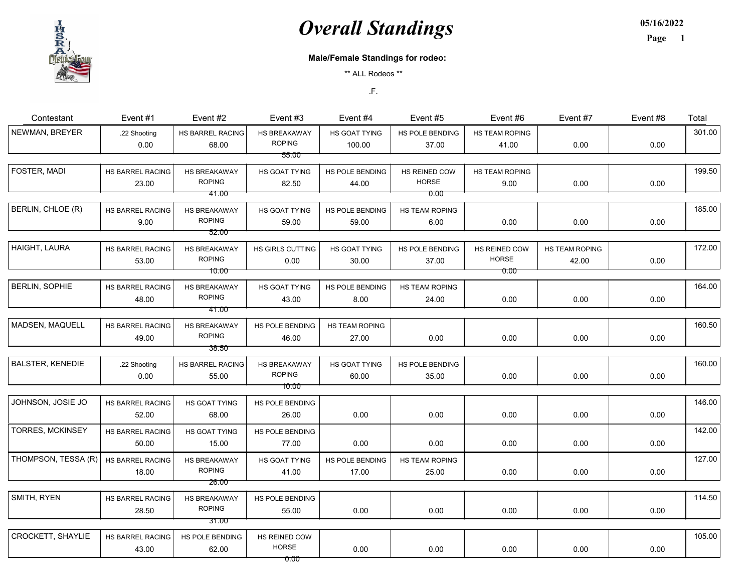# *Overall Standings*

**05/16/2022**

**Male/Female Standings for rodeo:**

** ALL Rodeos **

.F.

| Contestant | Event #1 | Event #2 | Event #3 | Event #4 | Event #5 | Event #6 | Event #7 | Event #8 | Total |
|---|---|---|---|---|---|---|---|---|---|
| NEWMAN, BREYER | .22 Shooting 0.00 | HS BARREL RACING 68.00 | HS BREAKAWAY ROPING 55.00 | HS GOAT TYING 100.00 | HS POLE BENDING 37.00 | HS TEAM ROPING 41.00 | 0.00 | 0.00 | 301.00 |
| FOSTER, MADI | HS BARREL RACING 23.00 | HS BREAKAWAY ROPING 41.00 | HS GOAT TYING 82.50 | HS POLE BENDING 44.00 | HS REINED COW HORSE 0.00 | HS TEAM ROPING 9.00 | 0.00 | 0.00 | 199.50 |
| BERLIN, CHLOE (R) | HS BARREL RACING 9.00 | HS BREAKAWAY ROPING 52.00 | HS GOAT TYING 59.00 | HS POLE BENDING 59.00 | HS TEAM ROPING 6.00 | 0.00 | 0.00 | 0.00 | 185.00 |
| HAIGHT, LAURA | HS BARREL RACING 53.00 | HS BREAKAWAY ROPING 10.00 | HS GIRLS CUTTING 0.00 | HS GOAT TYING 30.00 | HS POLE BENDING 37.00 | HS REINED COW HORSE 0.00 | HS TEAM ROPING 42.00 | 0.00 | 172.00 |
| BERLIN, SOPHIE | HS BARREL RACING 48.00 | HS BREAKAWAY ROPING 41.00 | HS GOAT TYING 43.00 | HS POLE BENDING 8.00 | HS TEAM ROPING 24.00 | 0.00 | 0.00 | 0.00 | 164.00 |
| MADSEN, MAQUELL | HS BARREL RACING 49.00 | HS BREAKAWAY ROPING 38.50 | HS POLE BENDING 46.00 | HS TEAM ROPING 27.00 | 0.00 | 0.00 | 0.00 | 0.00 | 160.50 |
| BALSTER, KENEDIE | .22 Shooting 0.00 | HS BARREL RACING 55.00 | HS BREAKAWAY ROPING 10.00 | HS GOAT TYING 60.00 | HS POLE BENDING 35.00 | 0.00 | 0.00 | 0.00 | 160.00 |
| JOHNSON, JOSIE JO | HS BARREL RACING 52.00 | HS GOAT TYING 68.00 | HS POLE BENDING 26.00 | 0.00 | 0.00 | 0.00 | 0.00 | 0.00 | 146.00 |
| TORRES, MCKINSEY | HS BARREL RACING 50.00 | HS GOAT TYING 15.00 | HS POLE BENDING 77.00 | 0.00 | 0.00 | 0.00 | 0.00 | 0.00 | 142.00 |
| THOMPSON, TESSA (R) | HS BARREL RACING 18.00 | HS BREAKAWAY ROPING 26.00 | HS GOAT TYING 41.00 | HS POLE BENDING 17.00 | HS TEAM ROPING 25.00 | 0.00 | 0.00 | 0.00 | 127.00 |
| SMITH, RYEN | HS BARREL RACING 28.50 | HS BREAKAWAY ROPING 31.00 | HS POLE BENDING 55.00 | 0.00 | 0.00 | 0.00 | 0.00 | 0.00 | 114.50 |
| CROCKETT, SHAYLIE | HS BARREL RACING 43.00 | HS POLE BENDING 62.00 | HS REINED COW HORSE 0.00 | 0.00 | 0.00 | 0.00 | 0.00 | 0.00 | 105.00 |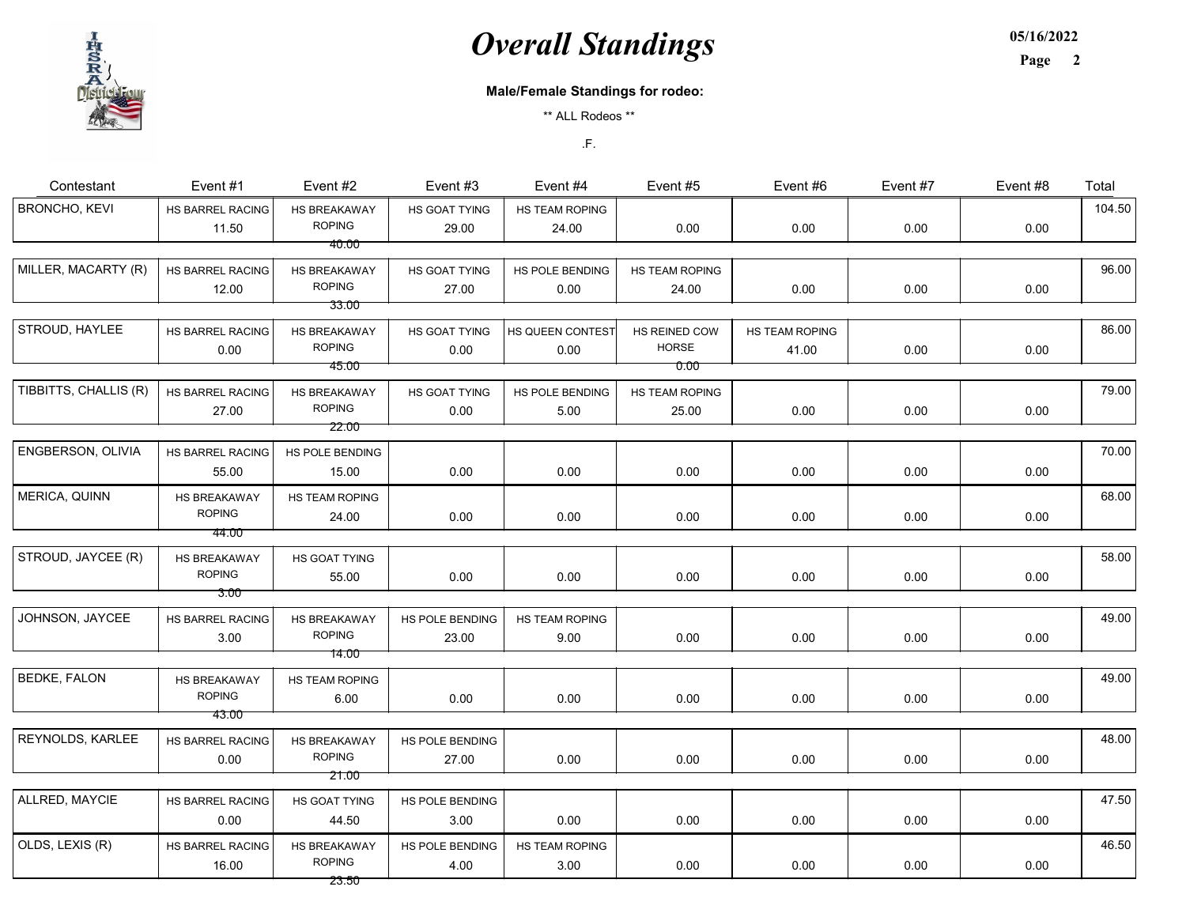# *Overall Standings*

05/16/2022

**Male/Female Standings for rodeo:**

** ALL Rodeos **

.F.

| Contestant | Event #1 | Event #2 | Event #3 | Event #4 | Event #5 | Event #6 | Event #7 | Event #8 | Total |
|---|---|---|---|---|---|---|---|---|---|
| BRONCHO, KEVI | HS BARREL RACING 11.50 | HS BREAKAWAY ROPING 40.00 | HS GOAT TYING 29.00 | HS TEAM ROPING 24.00 | 0.00 | 0.00 | 0.00 | 0.00 | 104.50 |
| MILLER, MACARTY (R) | HS BARREL RACING 12.00 | HS BREAKAWAY ROPING 33.00 | HS GOAT TYING 27.00 | HS POLE BENDING 0.00 | HS TEAM ROPING 24.00 | 0.00 | 0.00 | 0.00 | 96.00 |
| STROUD, HAYLEE | HS BARREL RACING 0.00 | HS BREAKAWAY ROPING 45.00 | HS GOAT TYING 0.00 | HS QUEEN CONTEST 0.00 | HS REINED COW HORSE 0.00 | HS TEAM ROPING 41.00 | 0.00 | 0.00 | 86.00 |
| TIBBITTS, CHALLIS (R) | HS BARREL RACING 27.00 | HS BREAKAWAY ROPING 22.00 | HS GOAT TYING 0.00 | HS POLE BENDING 5.00 | HS TEAM ROPING 25.00 | 0.00 | 0.00 | 0.00 | 79.00 |
| ENGBERSON, OLIVIA | HS BARREL RACING 55.00 | HS POLE BENDING 15.00 | 0.00 | 0.00 | 0.00 | 0.00 | 0.00 | 0.00 | 70.00 |
| MERICA, QUINN | HS BREAKAWAY ROPING 44.00 | HS TEAM ROPING 24.00 | 0.00 | 0.00 | 0.00 | 0.00 | 0.00 | 0.00 | 68.00 |
| STROUD, JAYCEE (R) | HS BREAKAWAY ROPING 3.00 | HS GOAT TYING 55.00 | 0.00 | 0.00 | 0.00 | 0.00 | 0.00 | 0.00 | 58.00 |
| JOHNSON, JAYCEE | HS BARREL RACING 3.00 | HS BREAKAWAY ROPING 14.00 | HS POLE BENDING 23.00 | HS TEAM ROPING 9.00 | 0.00 | 0.00 | 0.00 | 0.00 | 49.00 |
| BEDKE, FALON | HS BREAKAWAY ROPING 43.00 | HS TEAM ROPING 6.00 | 0.00 | 0.00 | 0.00 | 0.00 | 0.00 | 0.00 | 49.00 |
| REYNOLDS, KARLEE | HS BARREL RACING 0.00 | HS BREAKAWAY ROPING 21.00 | HS POLE BENDING 27.00 | 0.00 | 0.00 | 0.00 | 0.00 | 0.00 | 48.00 |
| ALLRED, MAYCIE | HS BARREL RACING 0.00 | HS GOAT TYING 44.50 | HS POLE BENDING 3.00 | 0.00 | 0.00 | 0.00 | 0.00 | 0.00 | 47.50 |
| OLDS, LEXIS (R) | HS BARREL RACING 16.00 | HS BREAKAWAY ROPING 23.50 | HS POLE BENDING 4.00 | HS TEAM ROPING 3.00 | 0.00 | 0.00 | 0.00 | 0.00 | 46.50 |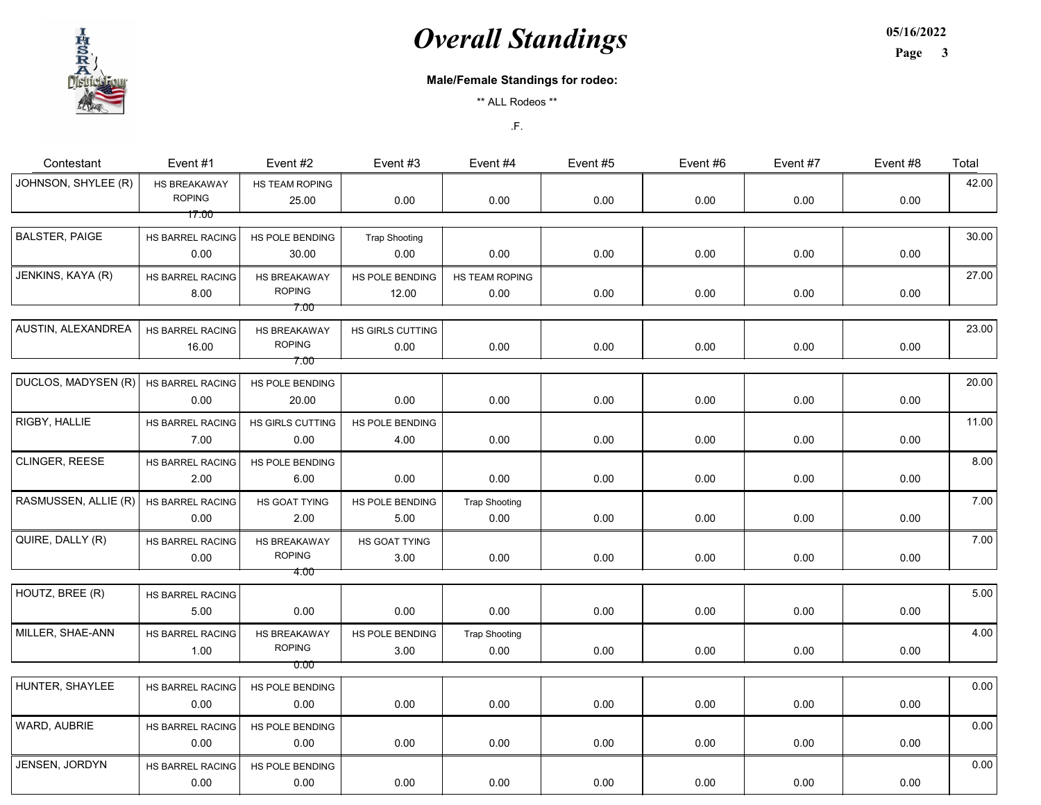# Overall Standings

05/16/2022

**Male/Female Standings for rodeo:**

** ALL Rodeos **

.F.

| Contestant | Event #1 | Event #2 | Event #3 | Event #4 | Event #5 | Event #6 | Event #7 | Event #8 | Total |
|---|---|---|---|---|---|---|---|---|---|
| JOHNSON, SHYLEE (R) | HS BREAKAWAY ROPING 17.00 | HS TEAM ROPING 25.00 | 0.00 | 0.00 | 0.00 | 0.00 | 0.00 | 0.00 | 42.00 |
| BALSTER, PAIGE | HS BARREL RACING 0.00 | HS POLE BENDING 30.00 | Trap Shooting 0.00 | 0.00 | 0.00 | 0.00 | 0.00 | 0.00 | 30.00 |
| JENKINS, KAYA (R) | HS BARREL RACING 8.00 | HS BREAKAWAY ROPING 7.00 | HS POLE BENDING 12.00 | HS TEAM ROPING 0.00 | 0.00 | 0.00 | 0.00 | 0.00 | 27.00 |
| AUSTIN, ALEXANDREA | HS BARREL RACING 16.00 | HS BREAKAWAY ROPING 7.00 | HS GIRLS CUTTING 0.00 | 0.00 | 0.00 | 0.00 | 0.00 | 0.00 | 23.00 |
| DUCLOS, MADYSEN (R) | HS BARREL RACING 0.00 | HS POLE BENDING 20.00 | 0.00 | 0.00 | 0.00 | 0.00 | 0.00 | 0.00 | 20.00 |
| RIGBY, HALLIE | HS BARREL RACING 7.00 | HS GIRLS CUTTING 0.00 | HS POLE BENDING 4.00 | 0.00 | 0.00 | 0.00 | 0.00 | 0.00 | 11.00 |
| CLINGER, REESE | HS BARREL RACING 2.00 | HS POLE BENDING 6.00 | 0.00 | 0.00 | 0.00 | 0.00 | 0.00 | 0.00 | 8.00 |
| RASMUSSEN, ALLIE (R) | HS BARREL RACING 0.00 | HS GOAT TYING 2.00 | HS POLE BENDING 5.00 | Trap Shooting 0.00 | 0.00 | 0.00 | 0.00 | 0.00 | 7.00 |
| QUIRE, DALLY (R) | HS BARREL RACING 0.00 | HS BREAKAWAY ROPING 4.00 | HS GOAT TYING 3.00 | 0.00 | 0.00 | 0.00 | 0.00 | 0.00 | 7.00 |
| HOUTZ, BREE (R) | HS BARREL RACING 5.00 | 0.00 | 0.00 | 0.00 | 0.00 | 0.00 | 0.00 | 0.00 | 5.00 |
| MILLER, SHAE-ANN | HS BARREL RACING 1.00 | HS BREAKAWAY ROPING 0.00 | HS POLE BENDING 3.00 | Trap Shooting 0.00 | 0.00 | 0.00 | 0.00 | 0.00 | 4.00 |
| HUNTER, SHAYLEE | HS BARREL RACING 0.00 | HS POLE BENDING 0.00 | 0.00 | 0.00 | 0.00 | 0.00 | 0.00 | 0.00 | 0.00 |
| WARD, AUBRIE | HS BARREL RACING 0.00 | HS POLE BENDING 0.00 | 0.00 | 0.00 | 0.00 | 0.00 | 0.00 | 0.00 | 0.00 |
| JENSEN, JORDYN | HS BARREL RACING 0.00 | HS POLE BENDING 0.00 | 0.00 | 0.00 | 0.00 | 0.00 | 0.00 | 0.00 | 0.00 |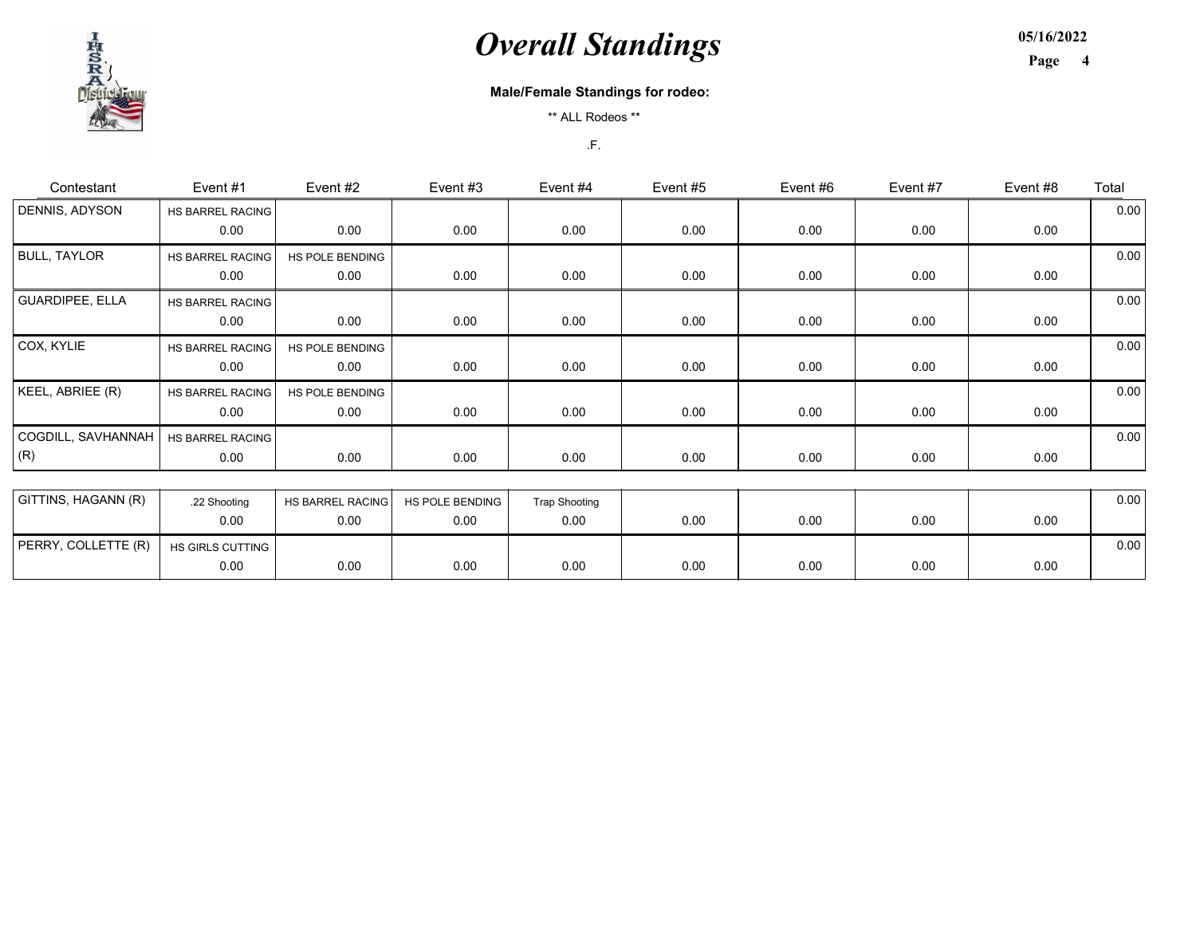# Overall Standings

05/16/2022

**Male/Female Standings for rodeo:**

** ALL Rodeos **

.F.

| Contestant | Event #1 | Event #2 | Event #3 | Event #4 | Event #5 | Event #6 | Event #7 | Event #8 | Total |
|---|---|---|---|---|---|---|---|---|---|
| DENNIS, ADYSON | HS BARREL RACING<br>0.00 | 0.00 | 0.00 | 0.00 | 0.00 | 0.00 | 0.00 | 0.00 | 0.00 |
| BULL, TAYLOR | HS BARREL RACING<br>0.00 | HS POLE BENDING<br>0.00 | 0.00 | 0.00 | 0.00 | 0.00 | 0.00 | 0.00 | 0.00 |
| GUARDIPEE, ELLA | HS BARREL RACING<br>0.00 | 0.00 | 0.00 | 0.00 | 0.00 | 0.00 | 0.00 | 0.00 | 0.00 |
| COX, KYLIE | HS BARREL RACING<br>0.00 | HS POLE BENDING<br>0.00 | 0.00 | 0.00 | 0.00 | 0.00 | 0.00 | 0.00 | 0.00 |
| KEEL, ABRIEE (R) | HS BARREL RACING<br>0.00 | HS POLE BENDING<br>0.00 | 0.00 | 0.00 | 0.00 | 0.00 | 0.00 | 0.00 | 0.00 |
| COGDILL, SAVHANNAH (R) | HS BARREL RACING<br>0.00 | 0.00 | 0.00 | 0.00 | 0.00 | 0.00 | 0.00 | 0.00 | 0.00 |
| GITTINS, HAGANN (R) | .22 Shooting<br>0.00 | HS BARREL RACING<br>0.00 | HS POLE BENDING<br>0.00 | Trap Shooting<br>0.00 | 0.00 | 0.00 | 0.00 | 0.00 | 0.00 |
| PERRY, COLLETTE (R) | HS GIRLS CUTTING<br>0.00 | 0.00 | 0.00 | 0.00 | 0.00 | 0.00 | 0.00 | 0.00 | 0.00 |